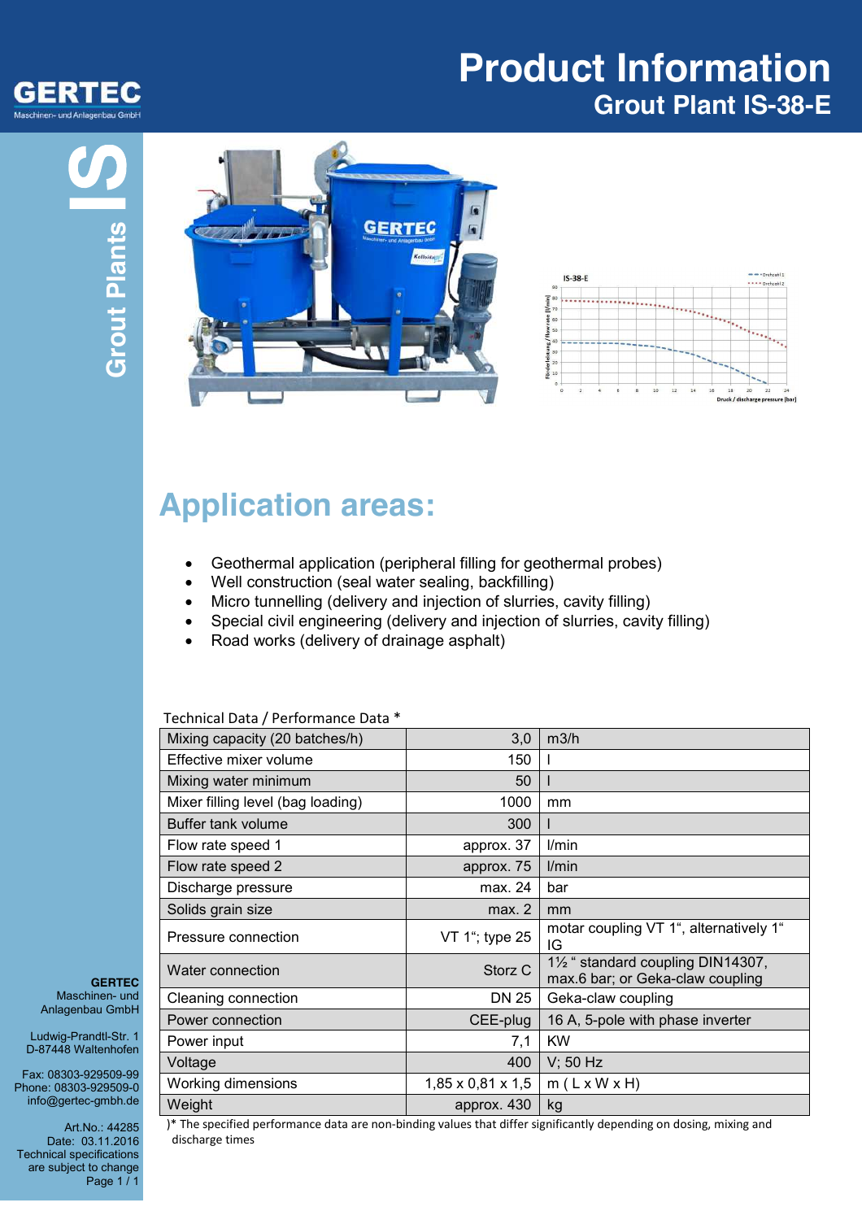# Product Information

## Grout Plant IS-38-E

## Application areas:

- Geothermal application (peripheral filling for geothermal probes)
- Well construction (seal water sealing, backfilling)
- Micro tunnelling (delivery and injection of slurries, cavity filling)
- Special civil engineering (delivery and injection of slurries, cavity filling)
- Road works (delivery of drainage asphalt)

Technical Data / Performance Data *

| Parameter | Value | Unit |
|---|---|---|
| Mixing capacity (20 batches/h) | 3,0 | m3/h |
| Effective mixer volume | 150 | l |
| Mixing water minimum | 50 | l |
| Mixer filling level (bag loading) | 1000 | mm |
| Buffer tank volume | 300 | l |
| Flow rate speed 1 | approx. 37 | l/min |
| Flow rate speed 2 | approx. 75 | l/min |
| Discharge pressure | max. 24 | bar |
| Solids grain size | max. 2 | mm |
| Pressure connection | VT 1"; type 25 | motar coupling VT 1", alternatively 1" IG |
| Water connection | Storz C | 1½ " standard coupling DIN14307, max.6 bar; or Geka-claw coupling |
| Cleaning connection | DN 25 | Geka-claw coupling |
| Power connection | CEE-plug | 16 A, 5-pole with phase inverter |
| Power input | 7,1 | KW |
| Voltage | 400 | V; 50 Hz |
| Working dimensions | 1,85 x 0,81 x 1,5 | m ( L x W x H) |
| Weight | approx. 430 | kg |

)* The specified performance data are non-binding values that differ significantly depending on dosing, mixing and discharge times

**GERTEC**
Maschinen- und Anlagenbau GmbH

Ludwig-Prandtl-Str. 1
D-87448 Waltenhofen

Fax: 08303-929509-99
Phone: 08303-929509-0
info@gertec-gmbh.de

Art.No.: 44285
Date: 03.11.2016
Technical specifications are subject to change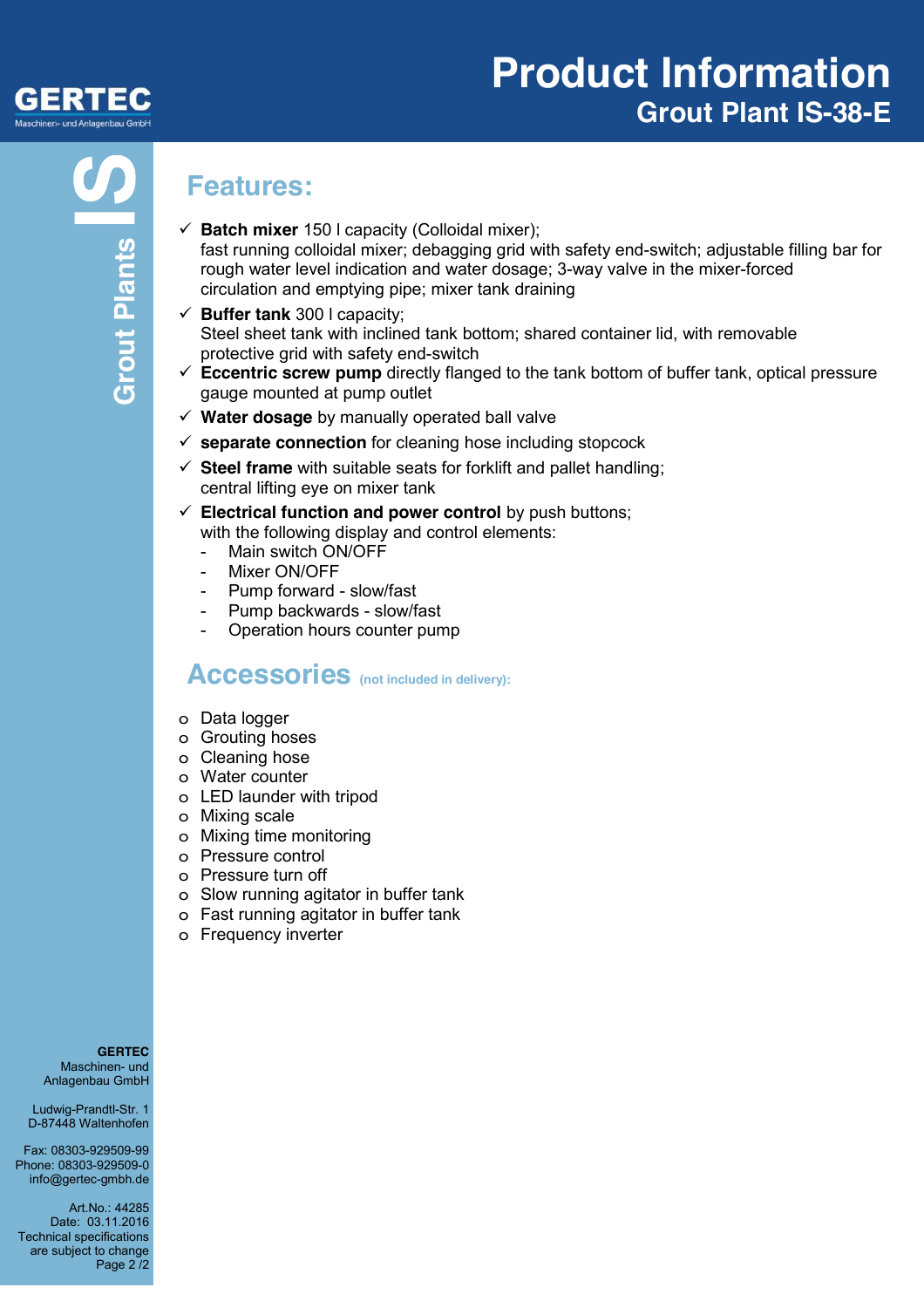# Product Information
## Grout Plant IS-38-E

## Features:

- ✓ **Batch mixer** 150 l capacity (Colloidal mixer);
  fast running colloidal mixer; debagging grid with safety end-switch; adjustable filling bar for rough water level indication and water dosage; 3-way valve in the mixer-forced circulation and emptying pipe; mixer tank draining
- ✓ **Buffer tank** 300 l capacity;
  Steel sheet tank with inclined tank bottom; shared container lid, with removable protective grid with safety end-switch
- ✓ **Eccentric screw pump** directly flanged to the tank bottom of buffer tank, optical pressure gauge mounted at pump outlet
- ✓ **Water dosage** by manually operated ball valve
- ✓ **separate connection** for cleaning hose including stopcock
- ✓ **Steel frame** with suitable seats for forklift and pallet handling;
  central lifting eye on mixer tank
- ✓ **Electrical function and power control** by push buttons;
  with the following display and control elements:
  - Main switch ON/OFF
  - Mixer ON/OFF
  - Pump forward - slow/fast
  - Pump backwards - slow/fast
  - Operation hours counter pump

## Accessories (not included in delivery):

- Data logger
- Grouting hoses
- Cleaning hose
- Water counter
- LED launder with tripod
- Mixing scale
- Mixing time monitoring
- Pressure control
- Pressure turn off
- Slow running agitator in buffer tank
- Fast running agitator in buffer tank
- Frequency inverter

**GERTEC**
Maschinen- und
Anlagenbau GmbH

Ludwig-Prandtl-Str. 1
D-87448 Waltenhofen

Fax: 08303-929509-99
Phone: 08303-929509-0
info@gertec-gmbh.de

Art.No.: 44285
Date: 03.11.2016
Technical specifications are subject to change